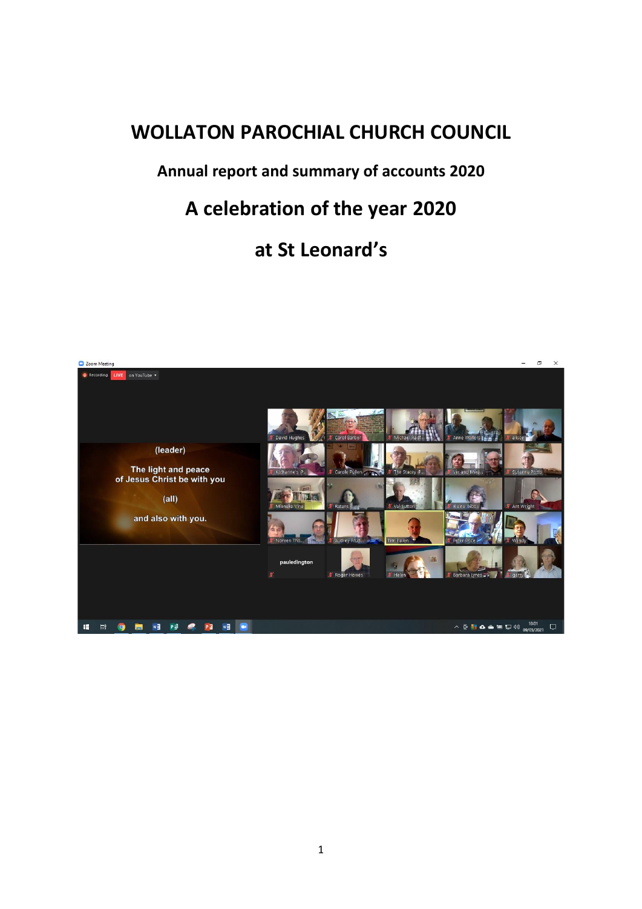# WOLLATON PAROCHIAL CHURCH COUNCIL

## Annual report and summary of accounts 2020

## A celebration of the year 2020

## at St Leonard's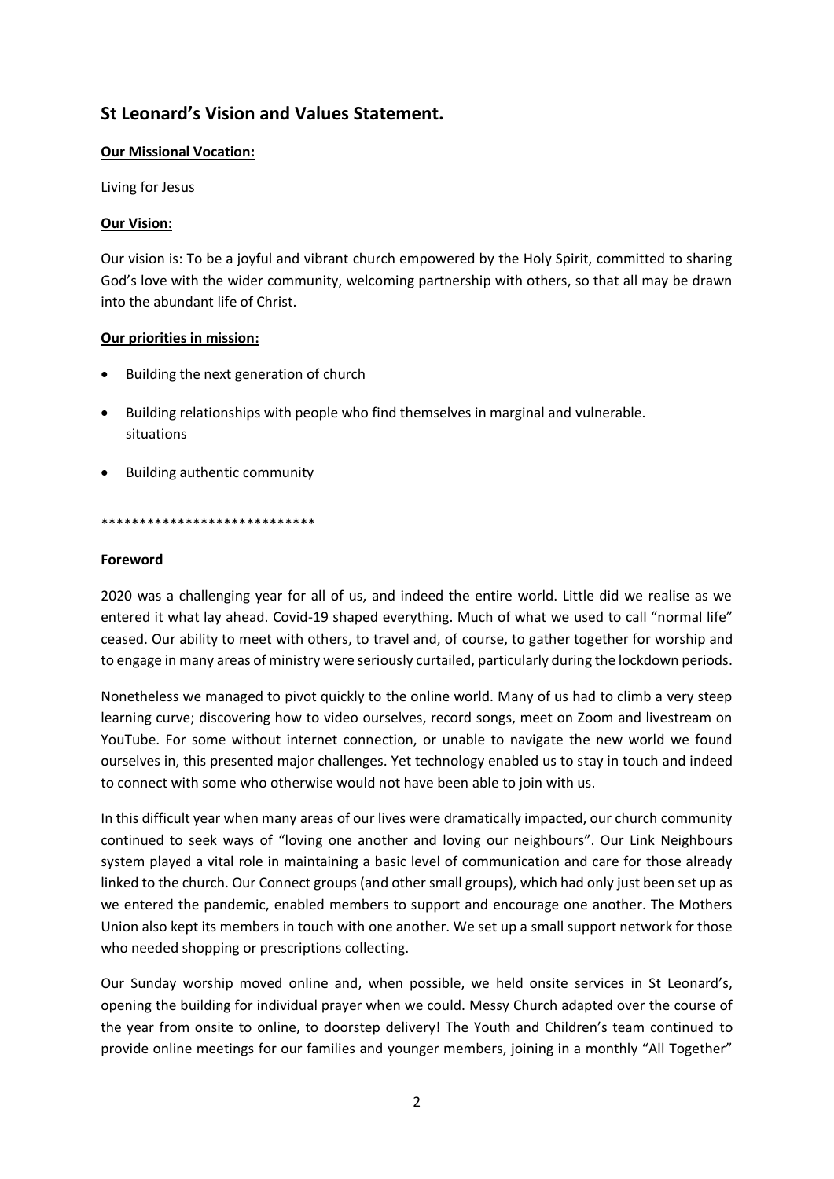## St Leonard's Vision and Values Statement.

**Our Missional Vocation:**

Living for Jesus

**Our Vision:**

Our vision is: To be a joyful and vibrant church empowered by the Holy Spirit, committed to sharing God's love with the wider community, welcoming partnership with others, so that all may be drawn into the abundant life of Christ.

**Our priorities in mission:**

- Building the next generation of church
- Building relationships with people who find themselves in marginal and vulnerable. situations
- Building authentic community

****************************

**Foreword**

2020 was a challenging year for all of us, and indeed the entire world. Little did we realise as we entered it what lay ahead. Covid-19 shaped everything. Much of what we used to call "normal life" ceased. Our ability to meet with others, to travel and, of course, to gather together for worship and to engage in many areas of ministry were seriously curtailed, particularly during the lockdown periods.

Nonetheless we managed to pivot quickly to the online world. Many of us had to climb a very steep learning curve; discovering how to video ourselves, record songs, meet on Zoom and livestream on YouTube. For some without internet connection, or unable to navigate the new world we found ourselves in, this presented major challenges. Yet technology enabled us to stay in touch and indeed to connect with some who otherwise would not have been able to join with us.

In this difficult year when many areas of our lives were dramatically impacted, our church community continued to seek ways of "loving one another and loving our neighbours". Our Link Neighbours system played a vital role in maintaining a basic level of communication and care for those already linked to the church. Our Connect groups (and other small groups), which had only just been set up as we entered the pandemic, enabled members to support and encourage one another. The Mothers Union also kept its members in touch with one another. We set up a small support network for those who needed shopping or prescriptions collecting.

Our Sunday worship moved online and, when possible, we held onsite services in St Leonard's, opening the building for individual prayer when we could. Messy Church adapted over the course of the year from onsite to online, to doorstep delivery! The Youth and Children's team continued to provide online meetings for our families and younger members, joining in a monthly "All Together"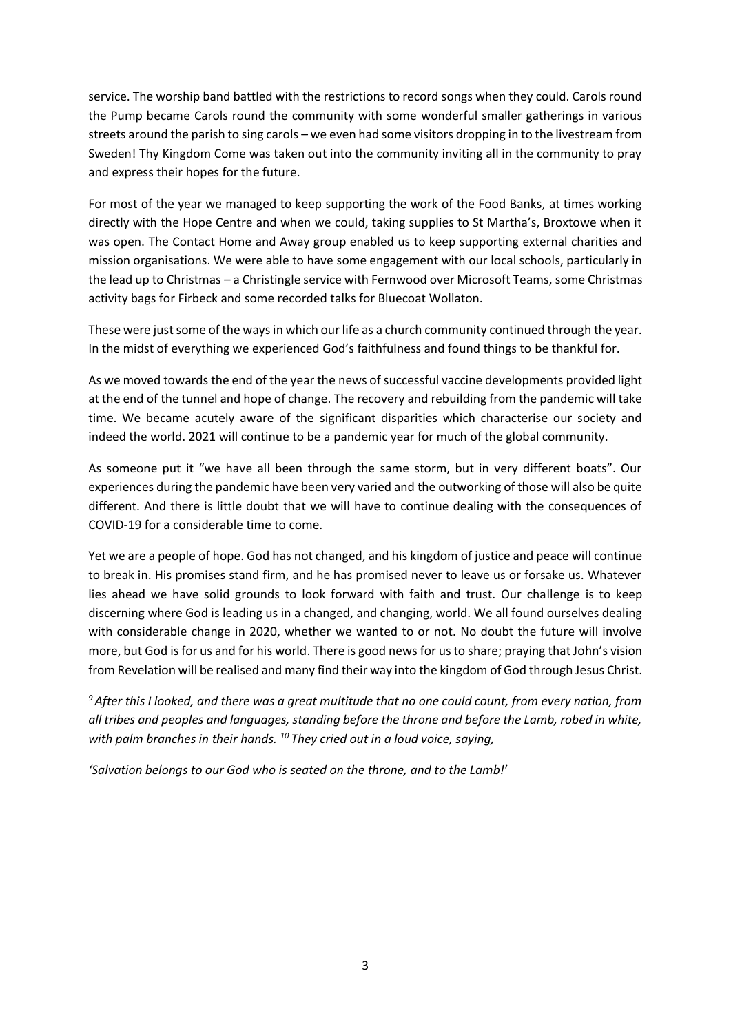service. The worship band battled with the restrictions to record songs when they could. Carols round the Pump became Carols round the community with some wonderful smaller gatherings in various streets around the parish to sing carols – we even had some visitors dropping in to the livestream from Sweden! Thy Kingdom Come was taken out into the community inviting all in the community to pray and express their hopes for the future.

For most of the year we managed to keep supporting the work of the Food Banks, at times working directly with the Hope Centre and when we could, taking supplies to St Martha's, Broxtowe when it was open. The Contact Home and Away group enabled us to keep supporting external charities and mission organisations. We were able to have some engagement with our local schools, particularly in the lead up to Christmas – a Christingle service with Fernwood over Microsoft Teams, some Christmas activity bags for Firbeck and some recorded talks for Bluecoat Wollaton.

These were just some of the ways in which our life as a church community continued through the year. In the midst of everything we experienced God's faithfulness and found things to be thankful for.

As we moved towards the end of the year the news of successful vaccine developments provided light at the end of the tunnel and hope of change. The recovery and rebuilding from the pandemic will take time. We became acutely aware of the significant disparities which characterise our society and indeed the world. 2021 will continue to be a pandemic year for much of the global community.

As someone put it "we have all been through the same storm, but in very different boats". Our experiences during the pandemic have been very varied and the outworking of those will also be quite different. And there is little doubt that we will have to continue dealing with the consequences of COVID-19 for a considerable time to come.

Yet we are a people of hope. God has not changed, and his kingdom of justice and peace will continue to break in. His promises stand firm, and he has promised never to leave us or forsake us. Whatever lies ahead we have solid grounds to look forward with faith and trust. Our challenge is to keep discerning where God is leading us in a changed, and changing, world. We all found ourselves dealing with considerable change in 2020, whether we wanted to or not. No doubt the future will involve more, but God is for us and for his world. There is good news for us to share; praying that John's vision from Revelation will be realised and many find their way into the kingdom of God through Jesus Christ.

*[9] After this I looked, and there was a great multitude that no one could count, from every nation, from all tribes and peoples and languages, standing before the throne and before the Lamb, robed in white, with palm branches in their hands. [10] They cried out in a loud voice, saying,*

*'Salvation belongs to our God who is seated on the throne, and to the Lamb!'*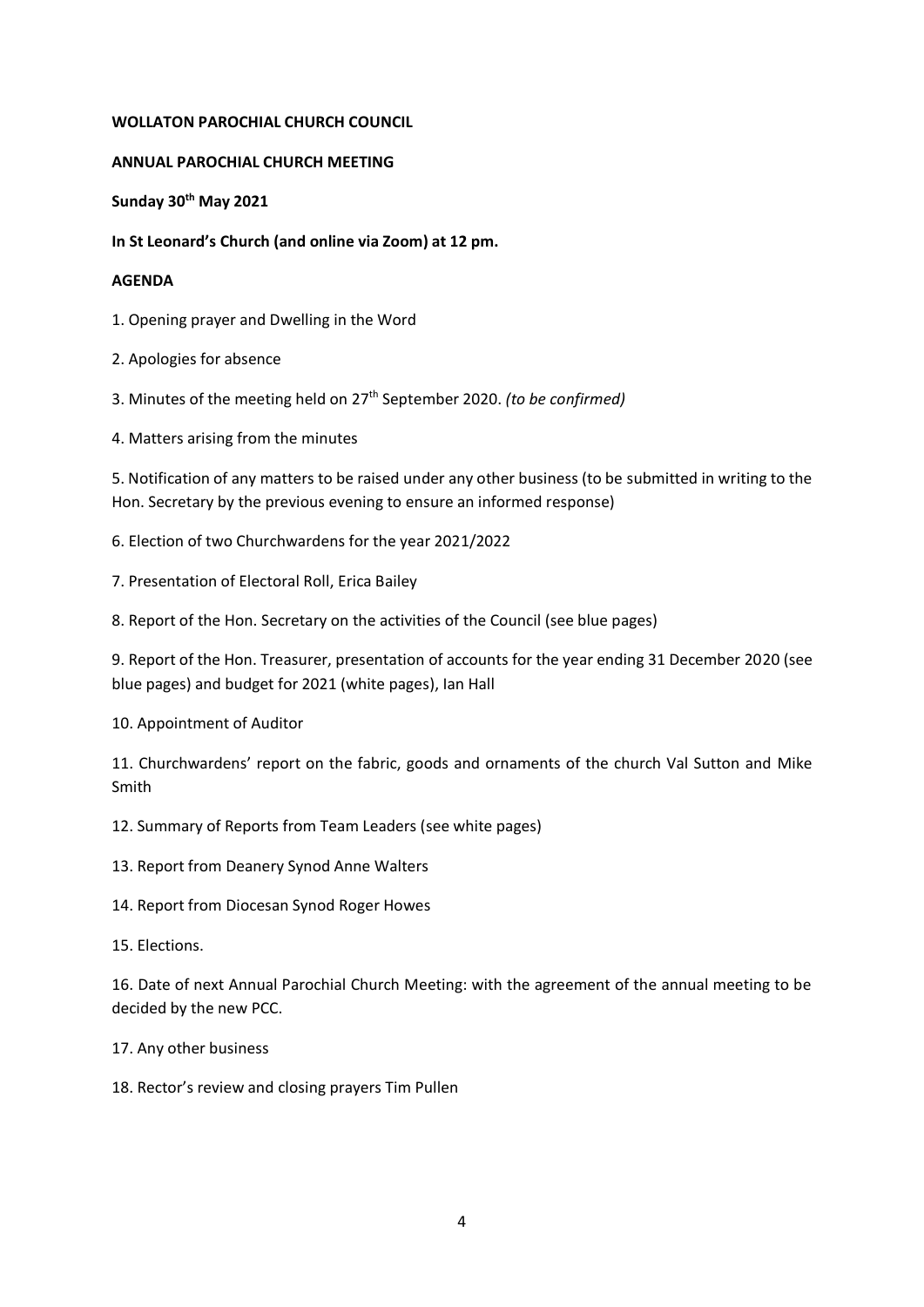**WOLLATON PAROCHIAL CHURCH COUNCIL**

**ANNUAL PAROCHIAL CHURCH MEETING**

**Sunday 30th May 2021**

**In St Leonard's Church (and online via Zoom) at 12 pm.**

**AGENDA**

1. Opening prayer and Dwelling in the Word

2. Apologies for absence

3. Minutes of the meeting held on 27th September 2020. *(to be confirmed)*

4. Matters arising from the minutes

5. Notification of any matters to be raised under any other business (to be submitted in writing to the Hon. Secretary by the previous evening to ensure an informed response)

6. Election of two Churchwardens for the year 2021/2022

7. Presentation of Electoral Roll, Erica Bailey

8. Report of the Hon. Secretary on the activities of the Council (see blue pages)

9. Report of the Hon. Treasurer, presentation of accounts for the year ending 31 December 2020 (see blue pages) and budget for 2021 (white pages), Ian Hall

10. Appointment of Auditor

11. Churchwardens' report on the fabric, goods and ornaments of the church Val Sutton and Mike Smith

12. Summary of Reports from Team Leaders (see white pages)

13. Report from Deanery Synod Anne Walters

14. Report from Diocesan Synod Roger Howes

15. Elections.

16. Date of next Annual Parochial Church Meeting: with the agreement of the annual meeting to be decided by the new PCC.

17. Any other business

18. Rector's review and closing prayers Tim Pullen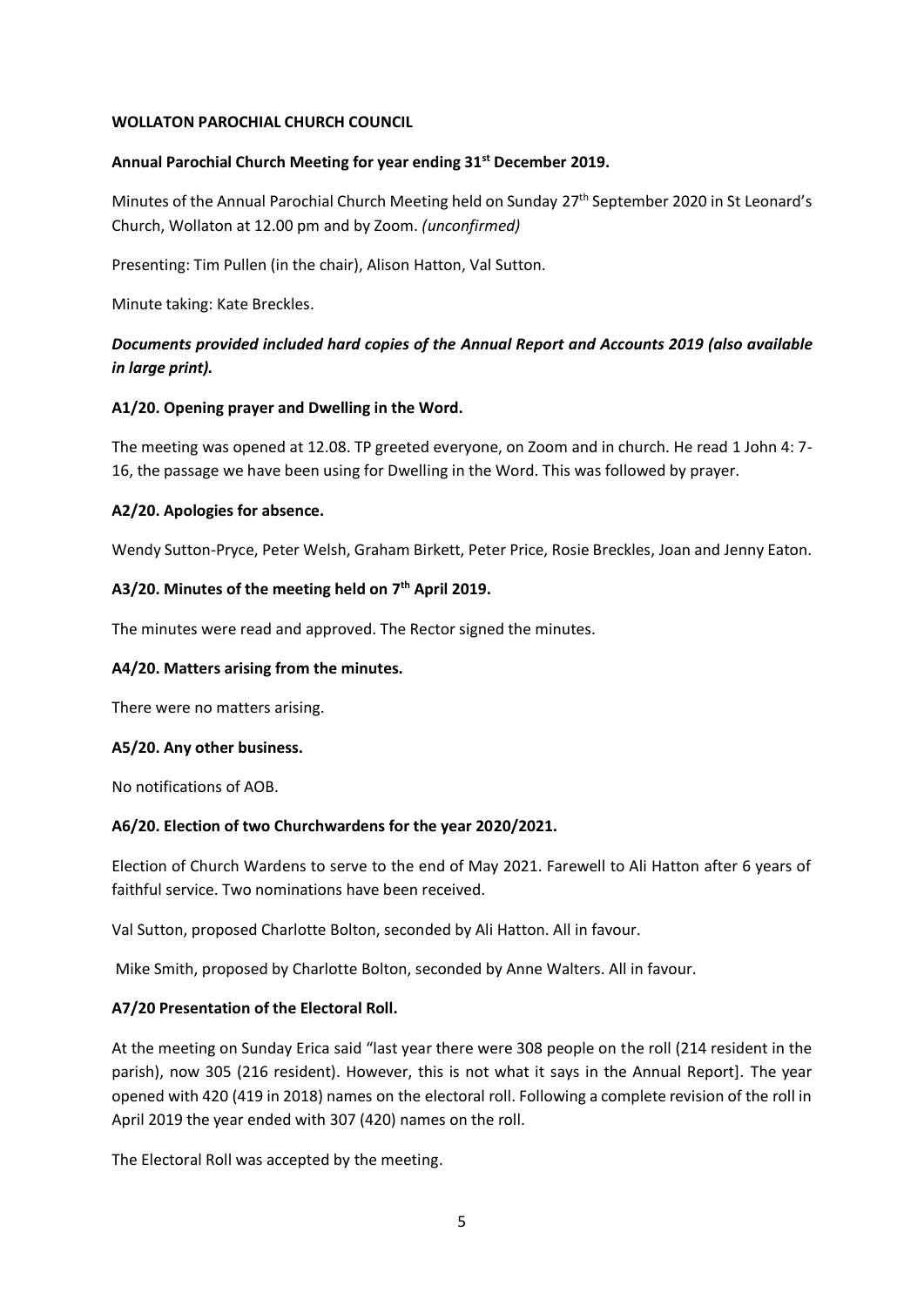**WOLLATON PAROCHIAL CHURCH COUNCIL**

**Annual Parochial Church Meeting for year ending 31st December 2019.**

Minutes of the Annual Parochial Church Meeting held on Sunday 27th September 2020 in St Leonard's Church, Wollaton at 12.00 pm and by Zoom. *(unconfirmed)*

Presenting: Tim Pullen (in the chair), Alison Hatton, Val Sutton.

Minute taking: Kate Breckles.

***Documents provided included hard copies of the Annual Report and Accounts 2019 (also available in large print).***

**A1/20. Opening prayer and Dwelling in the Word.**

The meeting was opened at 12.08. TP greeted everyone, on Zoom and in church. He read 1 John 4: 7-16, the passage we have been using for Dwelling in the Word. This was followed by prayer.

**A2/20. Apologies for absence.**

Wendy Sutton-Pryce, Peter Welsh, Graham Birkett, Peter Price, Rosie Breckles, Joan and Jenny Eaton.

**A3/20. Minutes of the meeting held on 7th April 2019.**

The minutes were read and approved. The Rector signed the minutes.

**A4/20. Matters arising from the minutes.**

There were no matters arising.

**A5/20. Any other business.**

No notifications of AOB.

**A6/20. Election of two Churchwardens for the year 2020/2021.**

Election of Church Wardens to serve to the end of May 2021. Farewell to Ali Hatton after 6 years of faithful service. Two nominations have been received.

Val Sutton, proposed Charlotte Bolton, seconded by Ali Hatton. All in favour.

Mike Smith, proposed by Charlotte Bolton, seconded by Anne Walters. All in favour.

**A7/20 Presentation of the Electoral Roll.**

At the meeting on Sunday Erica said "last year there were 308 people on the roll (214 resident in the parish), now 305 (216 resident). However, this is not what it says in the Annual Report]. The year opened with 420 (419 in 2018) names on the electoral roll. Following a complete revision of the roll in April 2019 the year ended with 307 (420) names on the roll.

The Electoral Roll was accepted by the meeting.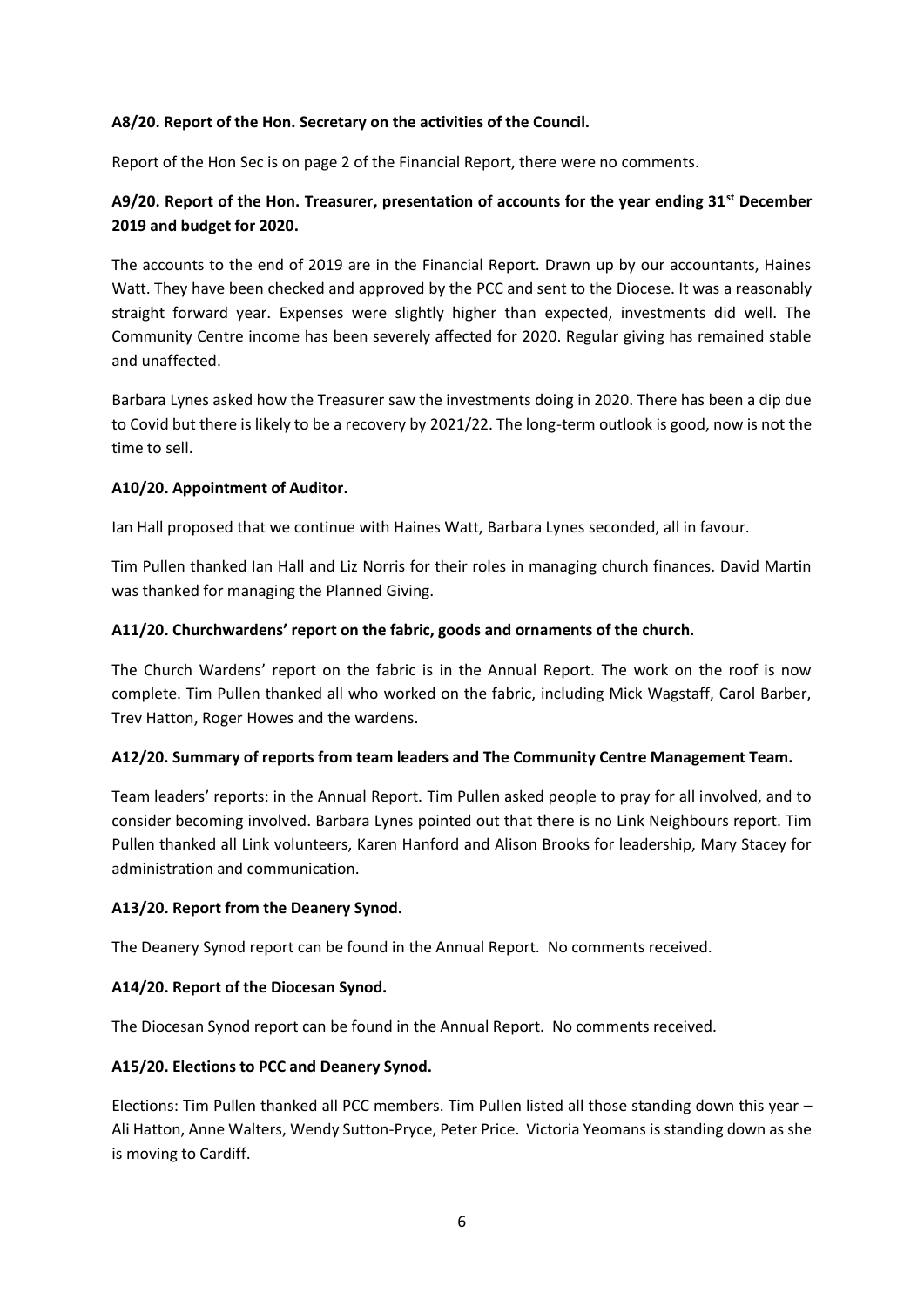**A8/20. Report of the Hon. Secretary on the activities of the Council.**

Report of the Hon Sec is on page 2 of the Financial Report, there were no comments.

**A9/20. Report of the Hon. Treasurer, presentation of accounts for the year ending 31st December 2019 and budget for 2020.**

The accounts to the end of 2019 are in the Financial Report. Drawn up by our accountants, Haines Watt. They have been checked and approved by the PCC and sent to the Diocese. It was a reasonably straight forward year. Expenses were slightly higher than expected, investments did well. The Community Centre income has been severely affected for 2020. Regular giving has remained stable and unaffected.

Barbara Lynes asked how the Treasurer saw the investments doing in 2020. There has been a dip due to Covid but there is likely to be a recovery by 2021/22. The long-term outlook is good, now is not the time to sell.

**A10/20. Appointment of Auditor.**

Ian Hall proposed that we continue with Haines Watt, Barbara Lynes seconded, all in favour.

Tim Pullen thanked Ian Hall and Liz Norris for their roles in managing church finances. David Martin was thanked for managing the Planned Giving.

**A11/20. Churchwardens' report on the fabric, goods and ornaments of the church.**

The Church Wardens' report on the fabric is in the Annual Report. The work on the roof is now complete. Tim Pullen thanked all who worked on the fabric, including Mick Wagstaff, Carol Barber, Trev Hatton, Roger Howes and the wardens.

**A12/20. Summary of reports from team leaders and The Community Centre Management Team.**

Team leaders' reports: in the Annual Report. Tim Pullen asked people to pray for all involved, and to consider becoming involved. Barbara Lynes pointed out that there is no Link Neighbours report. Tim Pullen thanked all Link volunteers, Karen Hanford and Alison Brooks for leadership, Mary Stacey for administration and communication.

**A13/20. Report from the Deanery Synod.**

The Deanery Synod report can be found in the Annual Report. No comments received.

**A14/20. Report of the Diocesan Synod.**

The Diocesan Synod report can be found in the Annual Report. No comments received.

**A15/20. Elections to PCC and Deanery Synod.**

Elections: Tim Pullen thanked all PCC members. Tim Pullen listed all those standing down this year – Ali Hatton, Anne Walters, Wendy Sutton-Pryce, Peter Price. Victoria Yeomans is standing down as she is moving to Cardiff.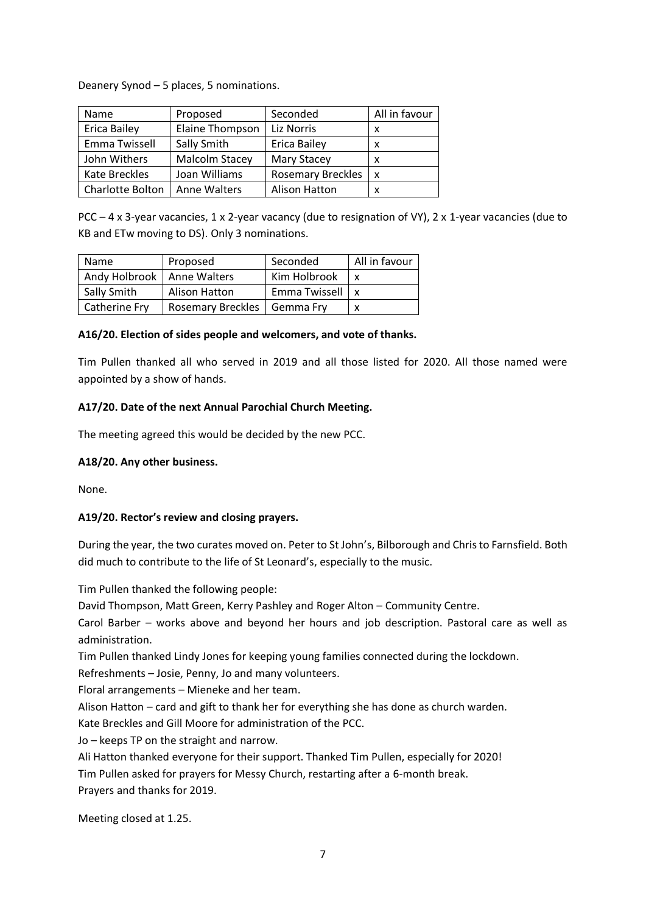Deanery Synod – 5 places, 5 nominations.

| Name | Proposed | Seconded | All in favour |
|---|---|---|---|
| Erica Bailey | Elaine Thompson | Liz Norris | x |
| Emma Twissell | Sally Smith | Erica Bailey | x |
| John Withers | Malcolm Stacey | Mary Stacey | x |
| Kate Breckles | Joan Williams | Rosemary Breckles | x |
| Charlotte Bolton | Anne Walters | Alison Hatton | x |

PCC – 4 x 3-year vacancies, 1 x 2-year vacancy (due to resignation of VY), 2 x 1-year vacancies (due to KB and ETw moving to DS). Only 3 nominations.

| Name | Proposed | Seconded | All in favour |
|---|---|---|---|
| Andy Holbrook | Anne Walters | Kim Holbrook | x |
| Sally Smith | Alison Hatton | Emma Twissell | x |
| Catherine Fry | Rosemary Breckles | Gemma Fry | x |

**A16/20. Election of sides people and welcomers, and vote of thanks.**

Tim Pullen thanked all who served in 2019 and all those listed for 2020. All those named were appointed by a show of hands.

**A17/20. Date of the next Annual Parochial Church Meeting.**

The meeting agreed this would be decided by the new PCC.

**A18/20. Any other business.**

None.

**A19/20. Rector's review and closing prayers.**

During the year, the two curates moved on. Peter to St John's, Bilborough and Chris to Farnsfield. Both did much to contribute to the life of St Leonard's, especially to the music.

Tim Pullen thanked the following people:

David Thompson, Matt Green, Kerry Pashley and Roger Alton – Community Centre.

Carol Barber – works above and beyond her hours and job description. Pastoral care as well as administration.

Tim Pullen thanked Lindy Jones for keeping young families connected during the lockdown.

Refreshments – Josie, Penny, Jo and many volunteers.

Floral arrangements – Mieneke and her team.

Alison Hatton – card and gift to thank her for everything she has done as church warden.

Kate Breckles and Gill Moore for administration of the PCC.

Jo – keeps TP on the straight and narrow.

Ali Hatton thanked everyone for their support. Thanked Tim Pullen, especially for 2020!

Tim Pullen asked for prayers for Messy Church, restarting after a 6-month break.

Prayers and thanks for 2019.

Meeting closed at 1.25.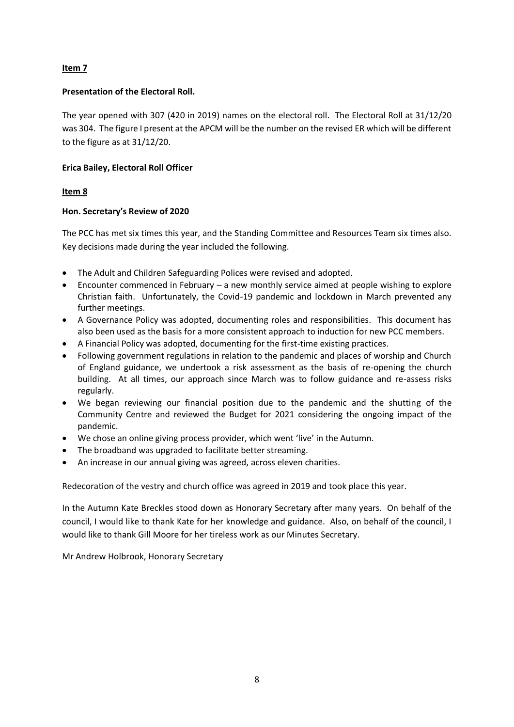**Item 7**

**Presentation of the Electoral Roll.**

The year opened with 307 (420 in 2019) names on the electoral roll. The Electoral Roll at 31/12/20 was 304. The figure I present at the APCM will be the number on the revised ER which will be different to the figure as at 31/12/20.

**Erica Bailey, Electoral Roll Officer**

**Item 8**

**Hon. Secretary's Review of 2020**

The PCC has met six times this year, and the Standing Committee and Resources Team six times also. Key decisions made during the year included the following.

- The Adult and Children Safeguarding Polices were revised and adopted.
- Encounter commenced in February – a new monthly service aimed at people wishing to explore Christian faith. Unfortunately, the Covid-19 pandemic and lockdown in March prevented any further meetings.
- A Governance Policy was adopted, documenting roles and responsibilities. This document has also been used as the basis for a more consistent approach to induction for new PCC members.
- A Financial Policy was adopted, documenting for the first-time existing practices.
- Following government regulations in relation to the pandemic and places of worship and Church of England guidance, we undertook a risk assessment as the basis of re-opening the church building. At all times, our approach since March was to follow guidance and re-assess risks regularly.
- We began reviewing our financial position due to the pandemic and the shutting of the Community Centre and reviewed the Budget for 2021 considering the ongoing impact of the pandemic.
- We chose an online giving process provider, which went 'live' in the Autumn.
- The broadband was upgraded to facilitate better streaming.
- An increase in our annual giving was agreed, across eleven charities.

Redecoration of the vestry and church office was agreed in 2019 and took place this year.

In the Autumn Kate Breckles stood down as Honorary Secretary after many years. On behalf of the council, I would like to thank Kate for her knowledge and guidance. Also, on behalf of the council, I would like to thank Gill Moore for her tireless work as our Minutes Secretary.

Mr Andrew Holbrook, Honorary Secretary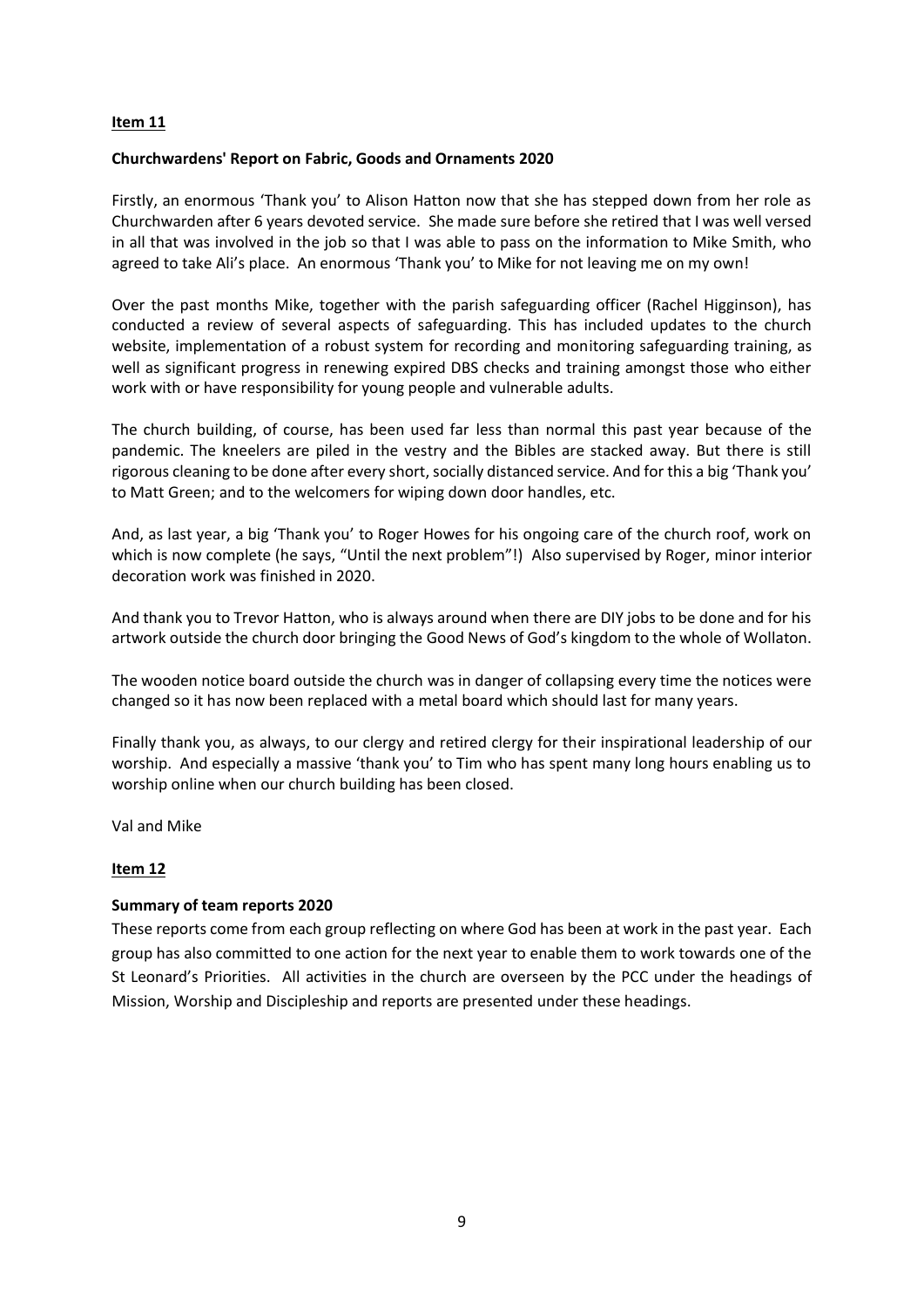**Item 11**

**Churchwardens' Report on Fabric, Goods and Ornaments 2020**

Firstly, an enormous 'Thank you' to Alison Hatton now that she has stepped down from her role as Churchwarden after 6 years devoted service. She made sure before she retired that I was well versed in all that was involved in the job so that I was able to pass on the information to Mike Smith, who agreed to take Ali's place. An enormous 'Thank you' to Mike for not leaving me on my own!

Over the past months Mike, together with the parish safeguarding officer (Rachel Higginson), has conducted a review of several aspects of safeguarding. This has included updates to the church website, implementation of a robust system for recording and monitoring safeguarding training, as well as significant progress in renewing expired DBS checks and training amongst those who either work with or have responsibility for young people and vulnerable adults.

The church building, of course, has been used far less than normal this past year because of the pandemic. The kneelers are piled in the vestry and the Bibles are stacked away. But there is still rigorous cleaning to be done after every short, socially distanced service. And for this a big 'Thank you' to Matt Green; and to the welcomers for wiping down door handles, etc.

And, as last year, a big 'Thank you' to Roger Howes for his ongoing care of the church roof, work on which is now complete (he says, "Until the next problem"!) Also supervised by Roger, minor interior decoration work was finished in 2020.

And thank you to Trevor Hatton, who is always around when there are DIY jobs to be done and for his artwork outside the church door bringing the Good News of God's kingdom to the whole of Wollaton.

The wooden notice board outside the church was in danger of collapsing every time the notices were changed so it has now been replaced with a metal board which should last for many years.

Finally thank you, as always, to our clergy and retired clergy for their inspirational leadership of our worship. And especially a massive 'thank you' to Tim who has spent many long hours enabling us to worship online when our church building has been closed.

Val and Mike

**Item 12**

**Summary of team reports 2020**

These reports come from each group reflecting on where God has been at work in the past year. Each group has also committed to one action for the next year to enable them to work towards one of the St Leonard's Priorities. All activities in the church are overseen by the PCC under the headings of Mission, Worship and Discipleship and reports are presented under these headings.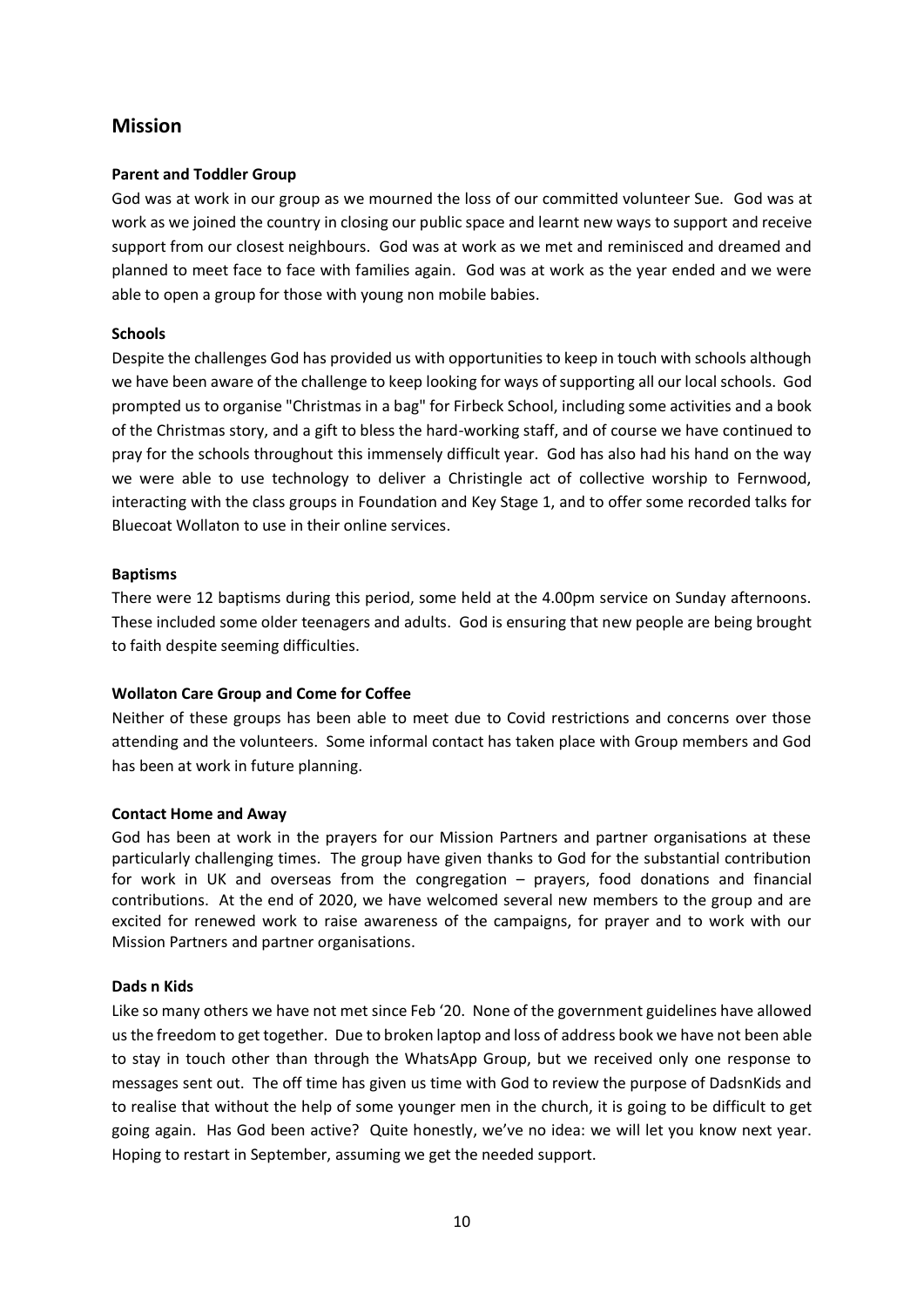## Mission

**Parent and Toddler Group**

God was at work in our group as we mourned the loss of our committed volunteer Sue. God was at work as we joined the country in closing our public space and learnt new ways to support and receive support from our closest neighbours. God was at work as we met and reminisced and dreamed and planned to meet face to face with families again. God was at work as the year ended and we were able to open a group for those with young non mobile babies.

**Schools**

Despite the challenges God has provided us with opportunities to keep in touch with schools although we have been aware of the challenge to keep looking for ways of supporting all our local schools. God prompted us to organise "Christmas in a bag" for Firbeck School, including some activities and a book of the Christmas story, and a gift to bless the hard-working staff, and of course we have continued to pray for the schools throughout this immensely difficult year. God has also had his hand on the way we were able to use technology to deliver a Christingle act of collective worship to Fernwood, interacting with the class groups in Foundation and Key Stage 1, and to offer some recorded talks for Bluecoat Wollaton to use in their online services.

**Baptisms**

There were 12 baptisms during this period, some held at the 4.00pm service on Sunday afternoons. These included some older teenagers and adults. God is ensuring that new people are being brought to faith despite seeming difficulties.

**Wollaton Care Group and Come for Coffee**

Neither of these groups has been able to meet due to Covid restrictions and concerns over those attending and the volunteers. Some informal contact has taken place with Group members and God has been at work in future planning.

**Contact Home and Away**

God has been at work in the prayers for our Mission Partners and partner organisations at these particularly challenging times. The group have given thanks to God for the substantial contribution for work in UK and overseas from the congregation – prayers, food donations and financial contributions. At the end of 2020, we have welcomed several new members to the group and are excited for renewed work to raise awareness of the campaigns, for prayer and to work with our Mission Partners and partner organisations.

**Dads n Kids**

Like so many others we have not met since Feb '20. None of the government guidelines have allowed us the freedom to get together. Due to broken laptop and loss of address book we have not been able to stay in touch other than through the WhatsApp Group, but we received only one response to messages sent out. The off time has given us time with God to review the purpose of DadsnKids and to realise that without the help of some younger men in the church, it is going to be difficult to get going again. Has God been active? Quite honestly, we've no idea: we will let you know next year. Hoping to restart in September, assuming we get the needed support.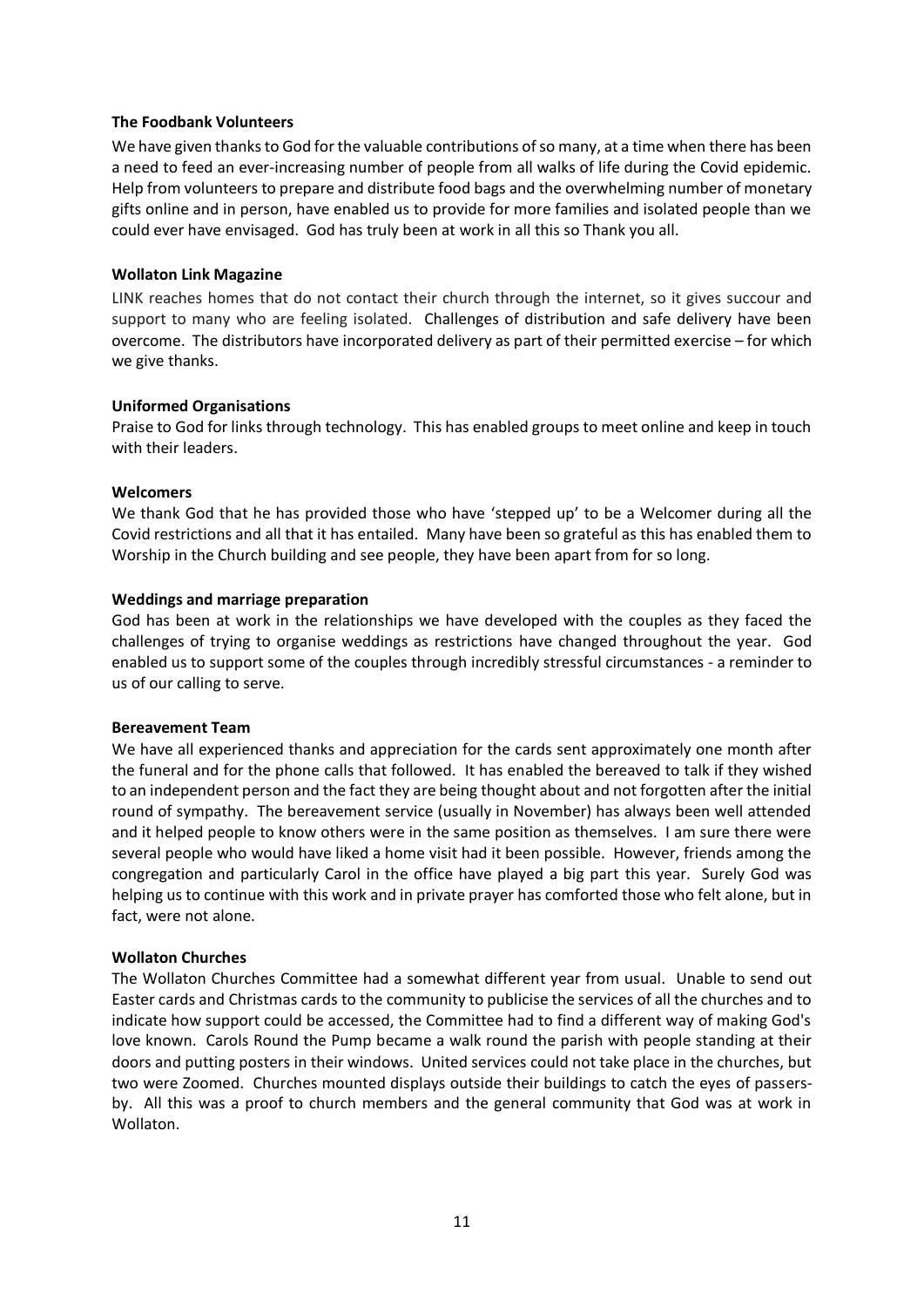**The Foodbank Volunteers**

We have given thanks to God for the valuable contributions of so many, at a time when there has been a need to feed an ever-increasing number of people from all walks of life during the Covid epidemic. Help from volunteers to prepare and distribute food bags and the overwhelming number of monetary gifts online and in person, have enabled us to provide for more families and isolated people than we could ever have envisaged. God has truly been at work in all this so Thank you all.

**Wollaton Link Magazine**

LINK reaches homes that do not contact their church through the internet, so it gives succour and support to many who are feeling isolated. Challenges of distribution and safe delivery have been overcome. The distributors have incorporated delivery as part of their permitted exercise – for which we give thanks.

**Uniformed Organisations**

Praise to God for links through technology. This has enabled groups to meet online and keep in touch with their leaders.

**Welcomers**

We thank God that he has provided those who have 'stepped up' to be a Welcomer during all the Covid restrictions and all that it has entailed. Many have been so grateful as this has enabled them to Worship in the Church building and see people, they have been apart from for so long.

**Weddings and marriage preparation**

God has been at work in the relationships we have developed with the couples as they faced the challenges of trying to organise weddings as restrictions have changed throughout the year. God enabled us to support some of the couples through incredibly stressful circumstances - a reminder to us of our calling to serve.

**Bereavement Team**

We have all experienced thanks and appreciation for the cards sent approximately one month after the funeral and for the phone calls that followed. It has enabled the bereaved to talk if they wished to an independent person and the fact they are being thought about and not forgotten after the initial round of sympathy. The bereavement service (usually in November) has always been well attended and it helped people to know others were in the same position as themselves. I am sure there were several people who would have liked a home visit had it been possible. However, friends among the congregation and particularly Carol in the office have played a big part this year. Surely God was helping us to continue with this work and in private prayer has comforted those who felt alone, but in fact, were not alone.

**Wollaton Churches**

The Wollaton Churches Committee had a somewhat different year from usual. Unable to send out Easter cards and Christmas cards to the community to publicise the services of all the churches and to indicate how support could be accessed, the Committee had to find a different way of making God's love known. Carols Round the Pump became a walk round the parish with people standing at their doors and putting posters in their windows. United services could not take place in the churches, but two were Zoomed. Churches mounted displays outside their buildings to catch the eyes of passers-by. All this was a proof to church members and the general community that God was at work in Wollaton.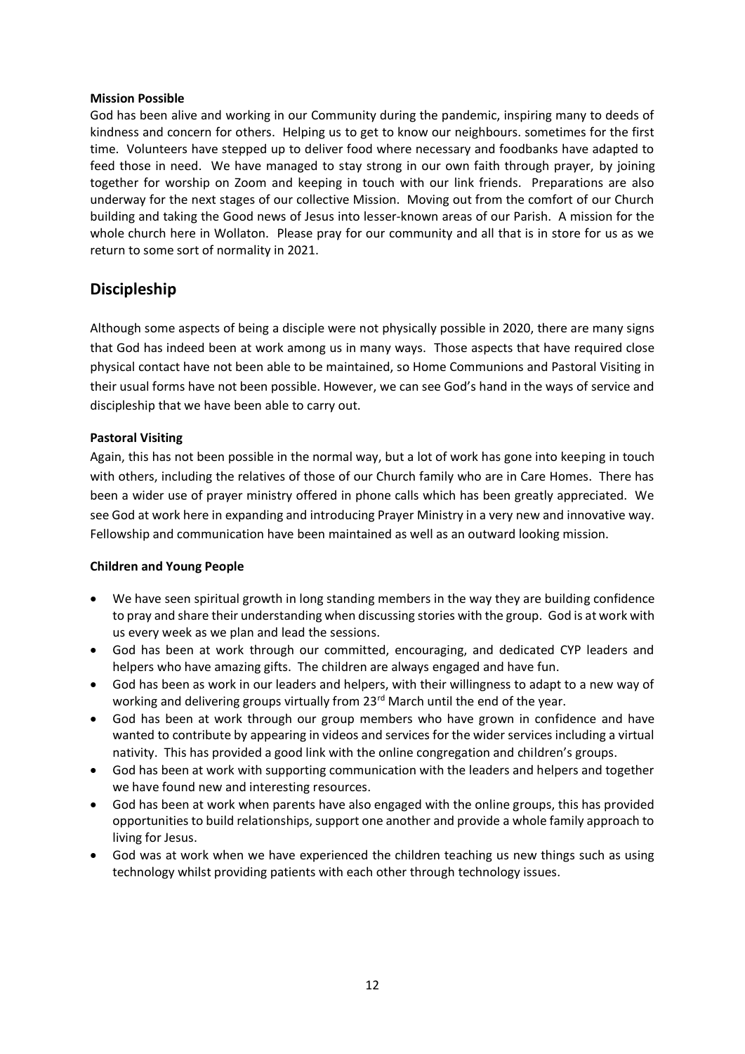**Mission Possible**

God has been alive and working in our Community during the pandemic, inspiring many to deeds of kindness and concern for others. Helping us to get to know our neighbours. sometimes for the first time. Volunteers have stepped up to deliver food where necessary and foodbanks have adapted to feed those in need. We have managed to stay strong in our own faith through prayer, by joining together for worship on Zoom and keeping in touch with our link friends. Preparations are also underway for the next stages of our collective Mission. Moving out from the comfort of our Church building and taking the Good news of Jesus into lesser-known areas of our Parish. A mission for the whole church here in Wollaton. Please pray for our community and all that is in store for us as we return to some sort of normality in 2021.

## Discipleship

Although some aspects of being a disciple were not physically possible in 2020, there are many signs that God has indeed been at work among us in many ways. Those aspects that have required close physical contact have not been able to be maintained, so Home Communions and Pastoral Visiting in their usual forms have not been possible. However, we can see God's hand in the ways of service and discipleship that we have been able to carry out.

**Pastoral Visiting**

Again, this has not been possible in the normal way, but a lot of work has gone into keeping in touch with others, including the relatives of those of our Church family who are in Care Homes. There has been a wider use of prayer ministry offered in phone calls which has been greatly appreciated. We see God at work here in expanding and introducing Prayer Ministry in a very new and innovative way. Fellowship and communication have been maintained as well as an outward looking mission.

**Children and Young People**

- We have seen spiritual growth in long standing members in the way they are building confidence to pray and share their understanding when discussing stories with the group. God is at work with us every week as we plan and lead the sessions.
- God has been at work through our committed, encouraging, and dedicated CYP leaders and helpers who have amazing gifts. The children are always engaged and have fun.
- God has been as work in our leaders and helpers, with their willingness to adapt to a new way of working and delivering groups virtually from 23rd March until the end of the year.
- God has been at work through our group members who have grown in confidence and have wanted to contribute by appearing in videos and services for the wider services including a virtual nativity. This has provided a good link with the online congregation and children's groups.
- God has been at work with supporting communication with the leaders and helpers and together we have found new and interesting resources.
- God has been at work when parents have also engaged with the online groups, this has provided opportunities to build relationships, support one another and provide a whole family approach to living for Jesus.
- God was at work when we have experienced the children teaching us new things such as using technology whilst providing patients with each other through technology issues.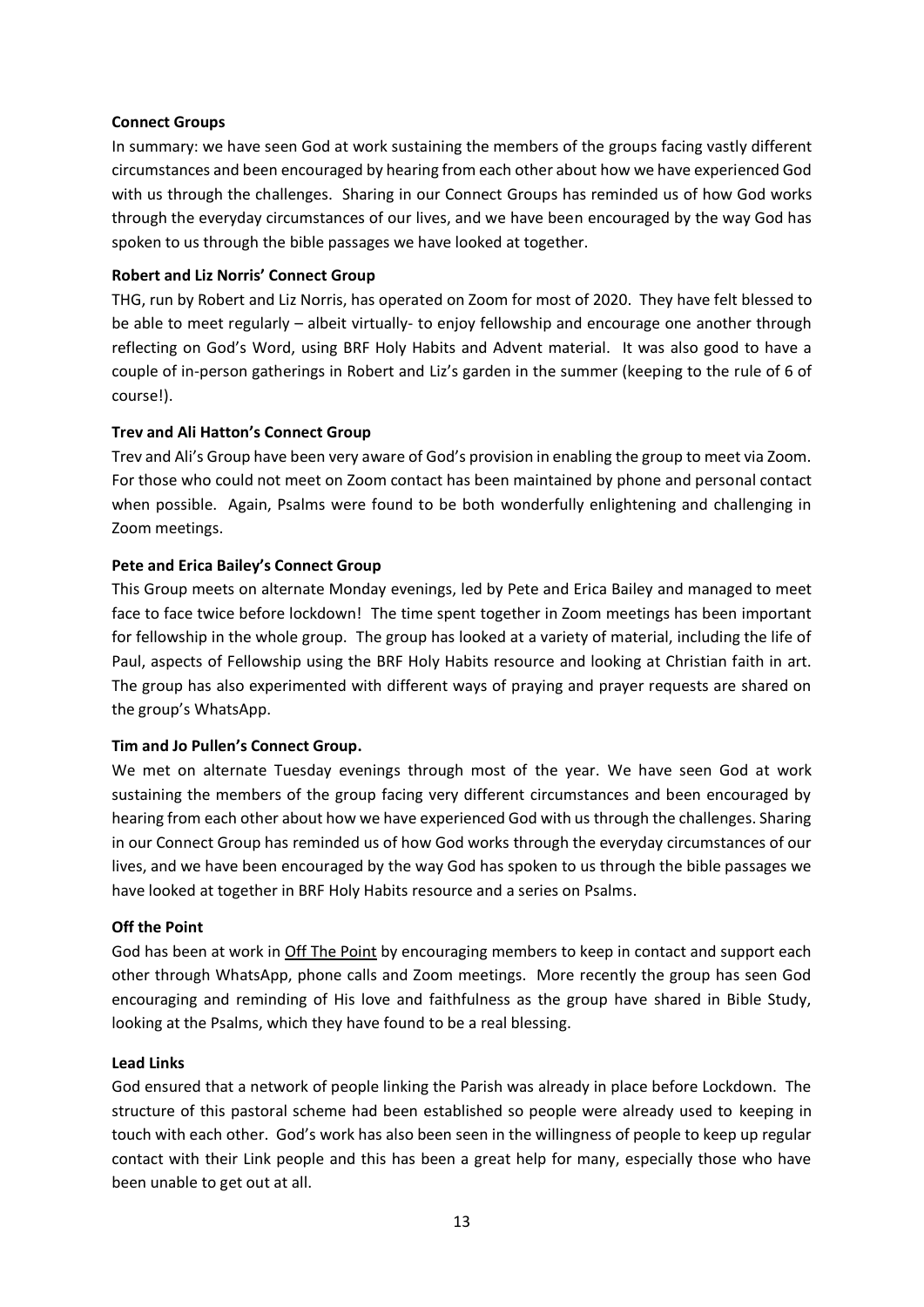**Connect Groups**

In summary: we have seen God at work sustaining the members of the groups facing vastly different circumstances and been encouraged by hearing from each other about how we have experienced God with us through the challenges. Sharing in our Connect Groups has reminded us of how God works through the everyday circumstances of our lives, and we have been encouraged by the way God has spoken to us through the bible passages we have looked at together.

**Robert and Liz Norris' Connect Group**

THG, run by Robert and Liz Norris, has operated on Zoom for most of 2020. They have felt blessed to be able to meet regularly – albeit virtually- to enjoy fellowship and encourage one another through reflecting on God's Word, using BRF Holy Habits and Advent material. It was also good to have a couple of in-person gatherings in Robert and Liz's garden in the summer (keeping to the rule of 6 of course!).

**Trev and Ali Hatton's Connect Group**

Trev and Ali's Group have been very aware of God's provision in enabling the group to meet via Zoom. For those who could not meet on Zoom contact has been maintained by phone and personal contact when possible. Again, Psalms were found to be both wonderfully enlightening and challenging in Zoom meetings.

**Pete and Erica Bailey's Connect Group**

This Group meets on alternate Monday evenings, led by Pete and Erica Bailey and managed to meet face to face twice before lockdown! The time spent together in Zoom meetings has been important for fellowship in the whole group. The group has looked at a variety of material, including the life of Paul, aspects of Fellowship using the BRF Holy Habits resource and looking at Christian faith in art. The group has also experimented with different ways of praying and prayer requests are shared on the group's WhatsApp.

**Tim and Jo Pullen's Connect Group.**

We met on alternate Tuesday evenings through most of the year. We have seen God at work sustaining the members of the group facing very different circumstances and been encouraged by hearing from each other about how we have experienced God with us through the challenges. Sharing in our Connect Group has reminded us of how God works through the everyday circumstances of our lives, and we have been encouraged by the way God has spoken to us through the bible passages we have looked at together in BRF Holy Habits resource and a series on Psalms.

**Off the Point**

God has been at work in Off The Point by encouraging members to keep in contact and support each other through WhatsApp, phone calls and Zoom meetings. More recently the group has seen God encouraging and reminding of His love and faithfulness as the group have shared in Bible Study, looking at the Psalms, which they have found to be a real blessing.

**Lead Links**

God ensured that a network of people linking the Parish was already in place before Lockdown. The structure of this pastoral scheme had been established so people were already used to keeping in touch with each other. God's work has also been seen in the willingness of people to keep up regular contact with their Link people and this has been a great help for many, especially those who have been unable to get out at all.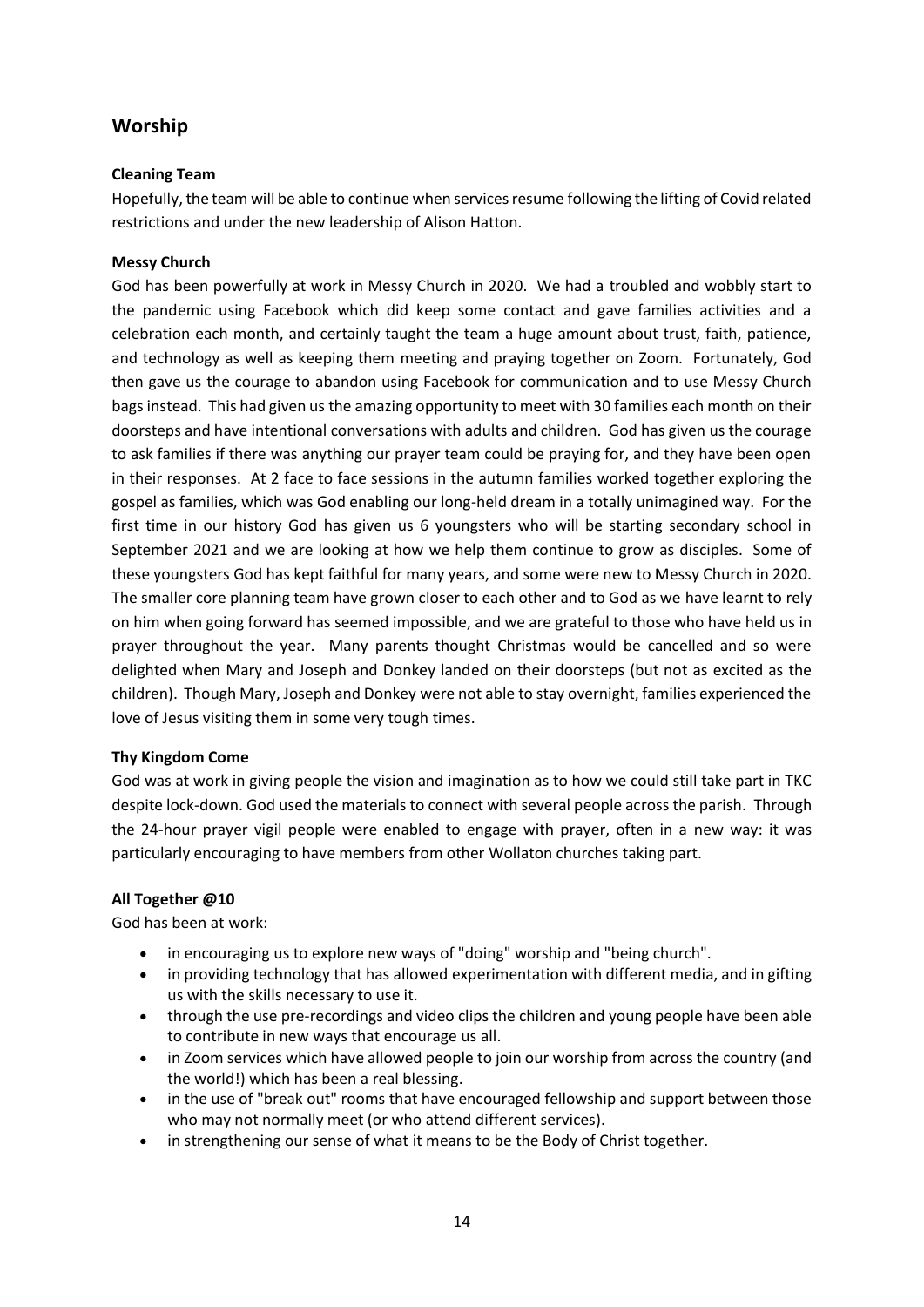## Worship

**Cleaning Team**

Hopefully, the team will be able to continue when services resume following the lifting of Covid related restrictions and under the new leadership of Alison Hatton.

**Messy Church**

God has been powerfully at work in Messy Church in 2020. We had a troubled and wobbly start to the pandemic using Facebook which did keep some contact and gave families activities and a celebration each month, and certainly taught the team a huge amount about trust, faith, patience, and technology as well as keeping them meeting and praying together on Zoom. Fortunately, God then gave us the courage to abandon using Facebook for communication and to use Messy Church bags instead. This had given us the amazing opportunity to meet with 30 families each month on their doorsteps and have intentional conversations with adults and children. God has given us the courage to ask families if there was anything our prayer team could be praying for, and they have been open in their responses. At 2 face to face sessions in the autumn families worked together exploring the gospel as families, which was God enabling our long-held dream in a totally unimagined way. For the first time in our history God has given us 6 youngsters who will be starting secondary school in September 2021 and we are looking at how we help them continue to grow as disciples. Some of these youngsters God has kept faithful for many years, and some were new to Messy Church in 2020. The smaller core planning team have grown closer to each other and to God as we have learnt to rely on him when going forward has seemed impossible, and we are grateful to those who have held us in prayer throughout the year. Many parents thought Christmas would be cancelled and so were delighted when Mary and Joseph and Donkey landed on their doorsteps (but not as excited as the children). Though Mary, Joseph and Donkey were not able to stay overnight, families experienced the love of Jesus visiting them in some very tough times.

**Thy Kingdom Come**

God was at work in giving people the vision and imagination as to how we could still take part in TKC despite lock-down. God used the materials to connect with several people across the parish. Through the 24-hour prayer vigil people were enabled to engage with prayer, often in a new way: it was particularly encouraging to have members from other Wollaton churches taking part.

**All Together @10**

God has been at work:

- in encouraging us to explore new ways of "doing" worship and "being church".
- in providing technology that has allowed experimentation with different media, and in gifting us with the skills necessary to use it.
- through the use pre-recordings and video clips the children and young people have been able to contribute in new ways that encourage us all.
- in Zoom services which have allowed people to join our worship from across the country (and the world!) which has been a real blessing.
- in the use of "break out" rooms that have encouraged fellowship and support between those who may not normally meet (or who attend different services).
- in strengthening our sense of what it means to be the Body of Christ together.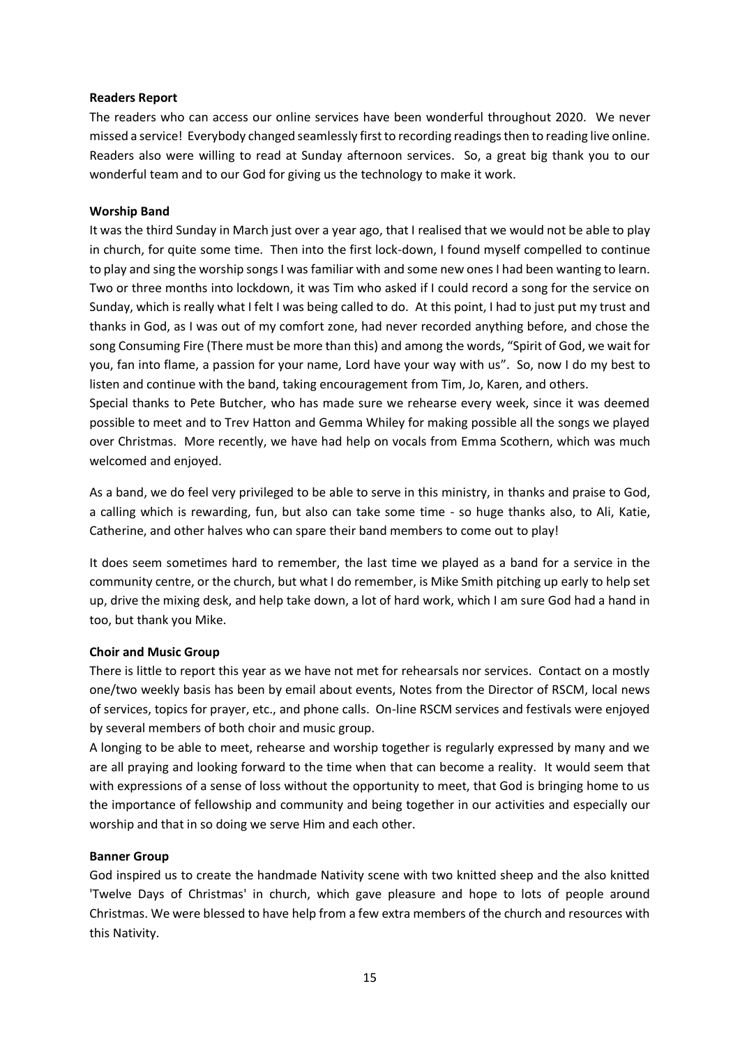**Readers Report**

The readers who can access our online services have been wonderful throughout 2020. We never missed a service! Everybody changed seamlessly first to recording readings then to reading live online. Readers also were willing to read at Sunday afternoon services. So, a great big thank you to our wonderful team and to our God for giving us the technology to make it work.

**Worship Band**

It was the third Sunday in March just over a year ago, that I realised that we would not be able to play in church, for quite some time. Then into the first lock-down, I found myself compelled to continue to play and sing the worship songs I was familiar with and some new ones I had been wanting to learn. Two or three months into lockdown, it was Tim who asked if I could record a song for the service on Sunday, which is really what I felt I was being called to do. At this point, I had to just put my trust and thanks in God, as I was out of my comfort zone, had never recorded anything before, and chose the song Consuming Fire (There must be more than this) and among the words, "Spirit of God, we wait for you, fan into flame, a passion for your name, Lord have your way with us". So, now I do my best to listen and continue with the band, taking encouragement from Tim, Jo, Karen, and others.

Special thanks to Pete Butcher, who has made sure we rehearse every week, since it was deemed possible to meet and to Trev Hatton and Gemma Whiley for making possible all the songs we played over Christmas. More recently, we have had help on vocals from Emma Scothern, which was much welcomed and enjoyed.

As a band, we do feel very privileged to be able to serve in this ministry, in thanks and praise to God, a calling which is rewarding, fun, but also can take some time - so huge thanks also, to Ali, Katie, Catherine, and other halves who can spare their band members to come out to play!

It does seem sometimes hard to remember, the last time we played as a band for a service in the community centre, or the church, but what I do remember, is Mike Smith pitching up early to help set up, drive the mixing desk, and help take down, a lot of hard work, which I am sure God had a hand in too, but thank you Mike.

**Choir and Music Group**

There is little to report this year as we have not met for rehearsals nor services. Contact on a mostly one/two weekly basis has been by email about events, Notes from the Director of RSCM, local news of services, topics for prayer, etc., and phone calls. On-line RSCM services and festivals were enjoyed by several members of both choir and music group.

A longing to be able to meet, rehearse and worship together is regularly expressed by many and we are all praying and looking forward to the time when that can become a reality. It would seem that with expressions of a sense of loss without the opportunity to meet, that God is bringing home to us the importance of fellowship and community and being together in our activities and especially our worship and that in so doing we serve Him and each other.

**Banner Group**

God inspired us to create the handmade Nativity scene with two knitted sheep and the also knitted 'Twelve Days of Christmas' in church, which gave pleasure and hope to lots of people around Christmas. We were blessed to have help from a few extra members of the church and resources with this Nativity.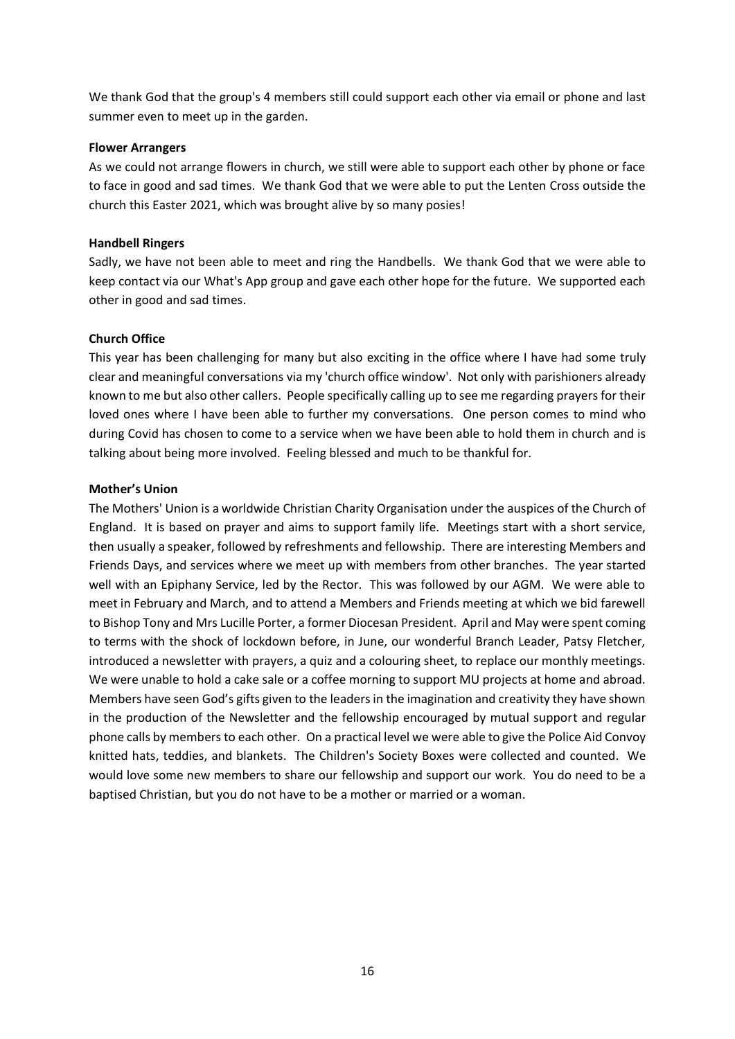We thank God that the group's 4 members still could support each other via email or phone and last summer even to meet up in the garden.

**Flower Arrangers**

As we could not arrange flowers in church, we still were able to support each other by phone or face to face in good and sad times. We thank God that we were able to put the Lenten Cross outside the church this Easter 2021, which was brought alive by so many posies!

**Handbell Ringers**

Sadly, we have not been able to meet and ring the Handbells. We thank God that we were able to keep contact via our What's App group and gave each other hope for the future. We supported each other in good and sad times.

**Church Office**

This year has been challenging for many but also exciting in the office where I have had some truly clear and meaningful conversations via my 'church office window'. Not only with parishioners already known to me but also other callers. People specifically calling up to see me regarding prayers for their loved ones where I have been able to further my conversations. One person comes to mind who during Covid has chosen to come to a service when we have been able to hold them in church and is talking about being more involved. Feeling blessed and much to be thankful for.

**Mother's Union**

The Mothers' Union is a worldwide Christian Charity Organisation under the auspices of the Church of England. It is based on prayer and aims to support family life. Meetings start with a short service, then usually a speaker, followed by refreshments and fellowship. There are interesting Members and Friends Days, and services where we meet up with members from other branches. The year started well with an Epiphany Service, led by the Rector. This was followed by our AGM. We were able to meet in February and March, and to attend a Members and Friends meeting at which we bid farewell to Bishop Tony and Mrs Lucille Porter, a former Diocesan President. April and May were spent coming to terms with the shock of lockdown before, in June, our wonderful Branch Leader, Patsy Fletcher, introduced a newsletter with prayers, a quiz and a colouring sheet, to replace our monthly meetings. We were unable to hold a cake sale or a coffee morning to support MU projects at home and abroad. Members have seen God's gifts given to the leaders in the imagination and creativity they have shown in the production of the Newsletter and the fellowship encouraged by mutual support and regular phone calls by members to each other. On a practical level we were able to give the Police Aid Convoy knitted hats, teddies, and blankets. The Children's Society Boxes were collected and counted. We would love some new members to share our fellowship and support our work. You do need to be a baptised Christian, but you do not have to be a mother or married or a woman.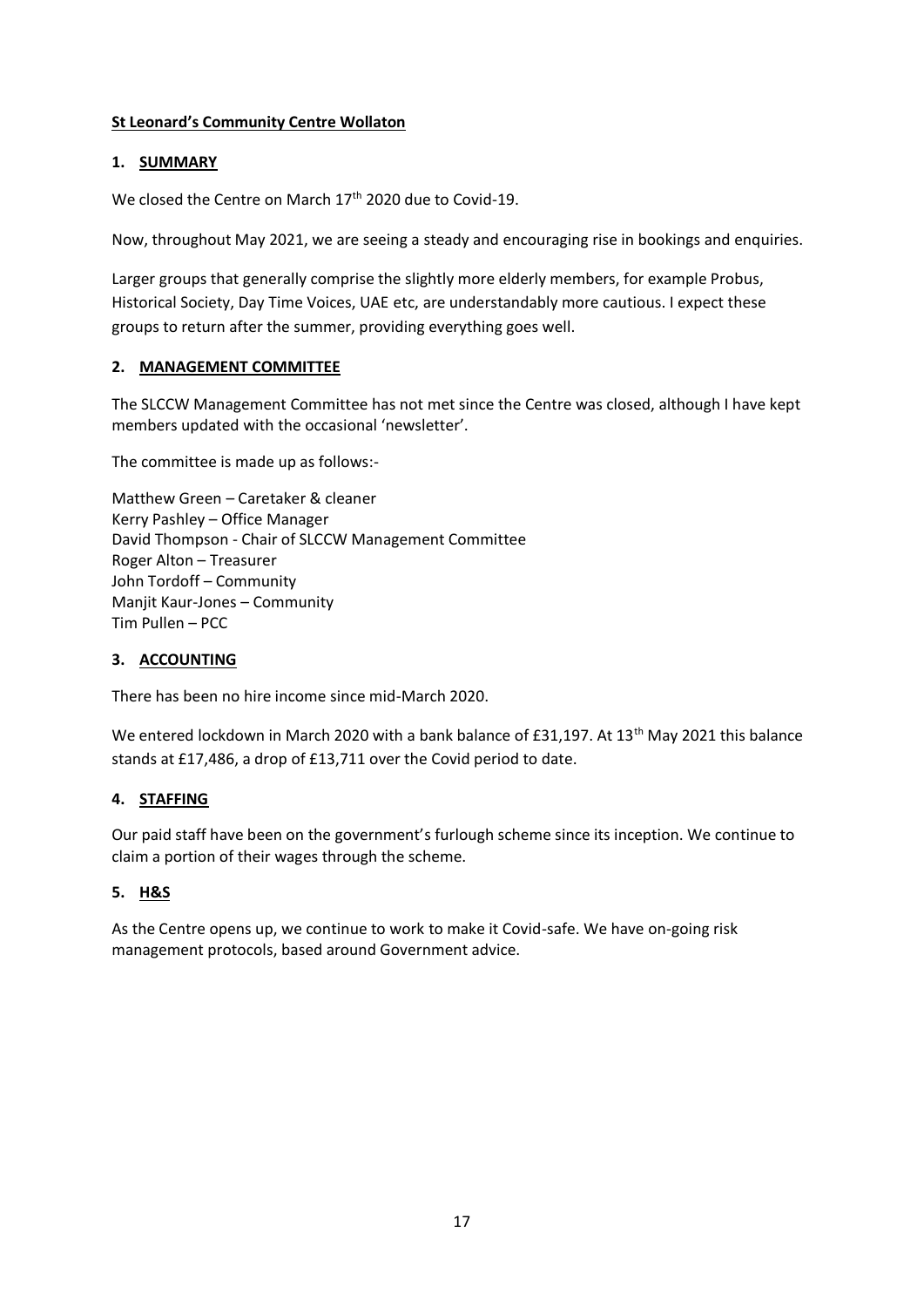**St Leonard's Community Centre Wollaton**

## 1. SUMMARY

We closed the Centre on March 17th 2020 due to Covid-19.

Now, throughout May 2021, we are seeing a steady and encouraging rise in bookings and enquiries.

Larger groups that generally comprise the slightly more elderly members, for example Probus, Historical Society, Day Time Voices, UAE etc, are understandably more cautious. I expect these groups to return after the summer, providing everything goes well.

## 2. MANAGEMENT COMMITTEE

The SLCCW Management Committee has not met since the Centre was closed, although I have kept members updated with the occasional 'newsletter'.

The committee is made up as follows:-

Matthew Green – Caretaker & cleaner
Kerry Pashley – Office Manager
David Thompson - Chair of SLCCW Management Committee
Roger Alton – Treasurer
John Tordoff – Community
Manjit Kaur-Jones – Community
Tim Pullen – PCC

## 3. ACCOUNTING

There has been no hire income since mid-March 2020.

We entered lockdown in March 2020 with a bank balance of £31,197. At 13th May 2021 this balance stands at £17,486, a drop of £13,711 over the Covid period to date.

## 4. STAFFING

Our paid staff have been on the government's furlough scheme since its inception. We continue to claim a portion of their wages through the scheme.

## 5. H&S

As the Centre opens up, we continue to work to make it Covid-safe. We have on-going risk management protocols, based around Government advice.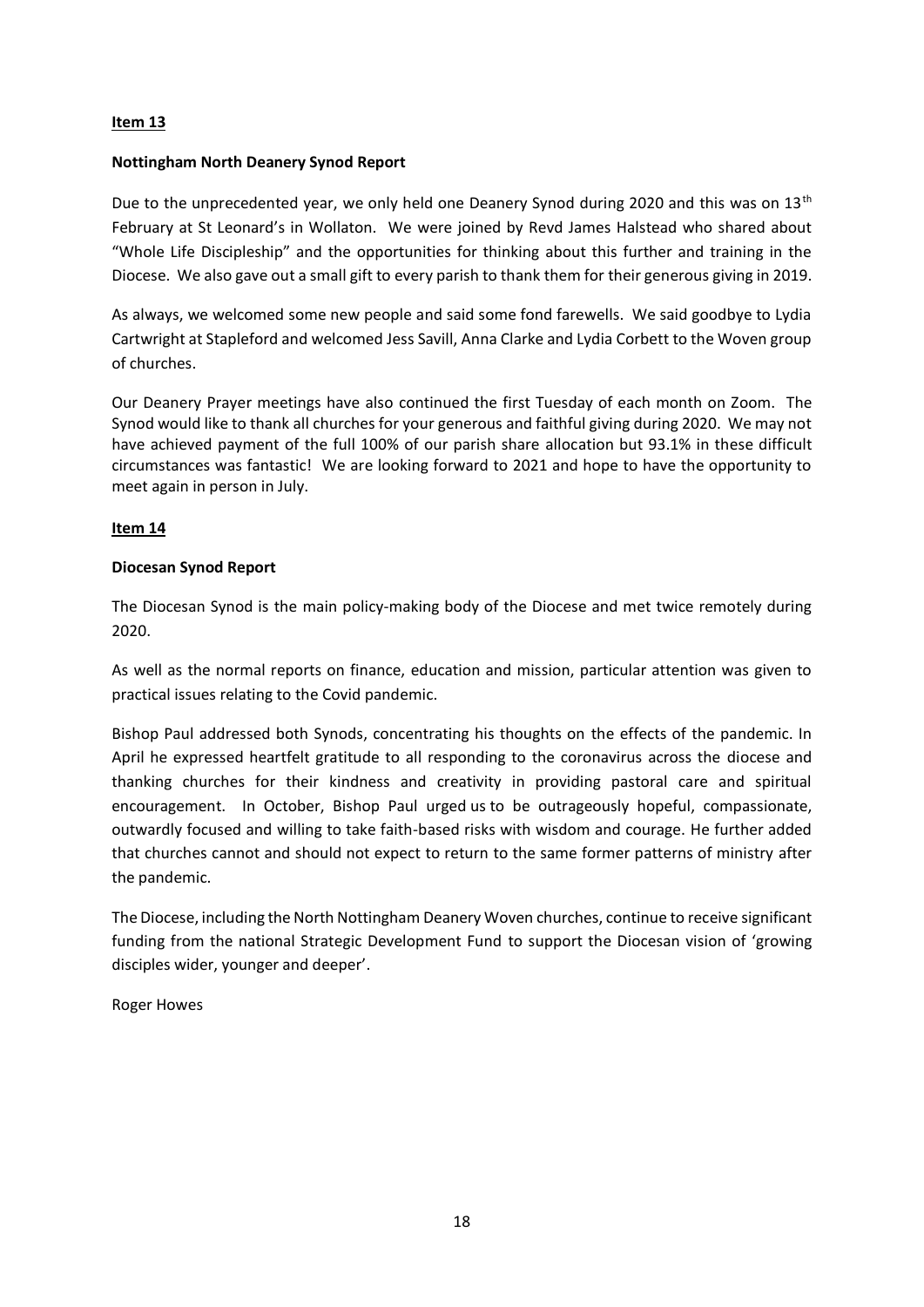**Item 13**

**Nottingham North Deanery Synod Report**

Due to the unprecedented year, we only held one Deanery Synod during 2020 and this was on 13th February at St Leonard's in Wollaton. We were joined by Revd James Halstead who shared about "Whole Life Discipleship" and the opportunities for thinking about this further and training in the Diocese. We also gave out a small gift to every parish to thank them for their generous giving in 2019.

As always, we welcomed some new people and said some fond farewells. We said goodbye to Lydia Cartwright at Stapleford and welcomed Jess Savill, Anna Clarke and Lydia Corbett to the Woven group of churches.

Our Deanery Prayer meetings have also continued the first Tuesday of each month on Zoom. The Synod would like to thank all churches for your generous and faithful giving during 2020. We may not have achieved payment of the full 100% of our parish share allocation but 93.1% in these difficult circumstances was fantastic! We are looking forward to 2021 and hope to have the opportunity to meet again in person in July.

**Item 14**

**Diocesan Synod Report**

The Diocesan Synod is the main policy-making body of the Diocese and met twice remotely during 2020.

As well as the normal reports on finance, education and mission, particular attention was given to practical issues relating to the Covid pandemic.

Bishop Paul addressed both Synods, concentrating his thoughts on the effects of the pandemic. In April he expressed heartfelt gratitude to all responding to the coronavirus across the diocese and thanking churches for their kindness and creativity in providing pastoral care and spiritual encouragement. In October, Bishop Paul urged us to be outrageously hopeful, compassionate, outwardly focused and willing to take faith-based risks with wisdom and courage. He further added that churches cannot and should not expect to return to the same former patterns of ministry after the pandemic.

The Diocese, including the North Nottingham Deanery Woven churches, continue to receive significant funding from the national Strategic Development Fund to support the Diocesan vision of 'growing disciples wider, younger and deeper'.

Roger Howes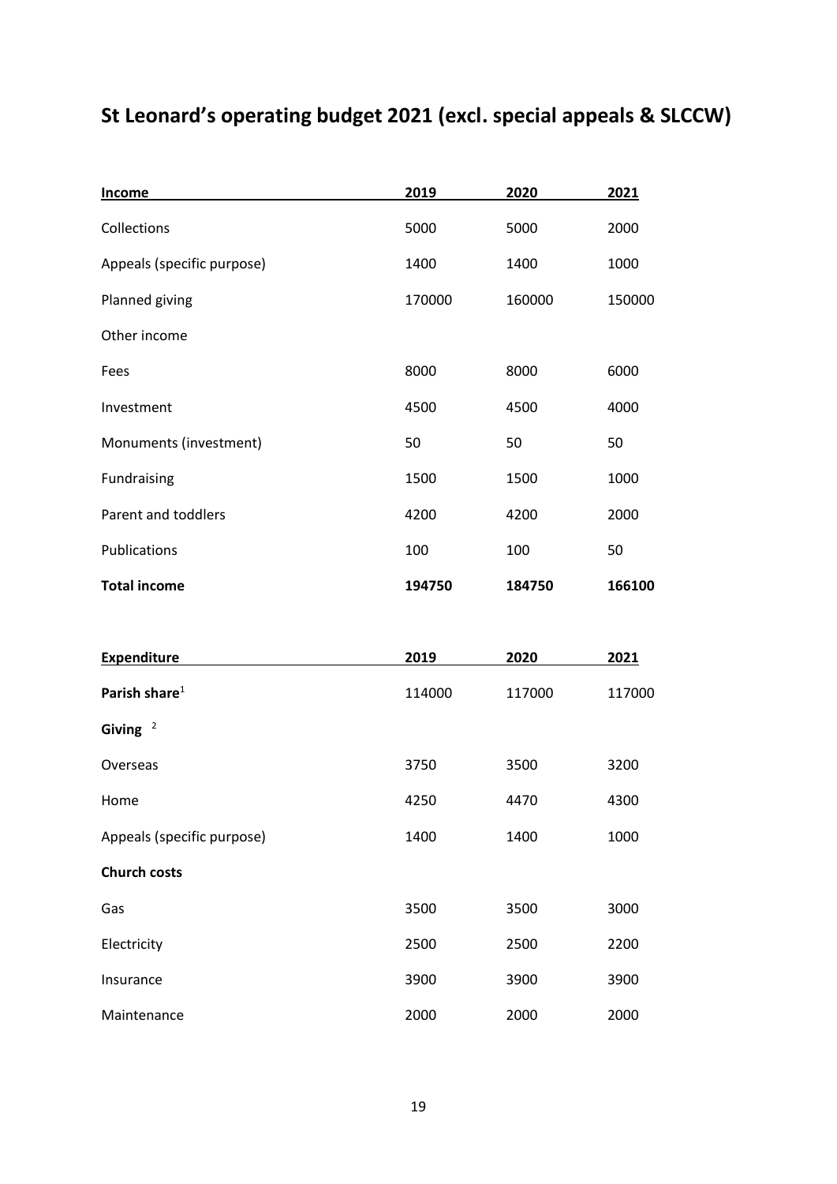# St Leonard's operating budget 2021 (excl. special appeals & SLCCW)

| Income | 2019 | 2020 | 2021 |
|---|---|---|---|
| Collections | 5000 | 5000 | 2000 |
| Appeals (specific purpose) | 1400 | 1400 | 1000 |
| Planned giving | 170000 | 160000 | 150000 |
| Other income | | | |
| Fees | 8000 | 8000 | 6000 |
| Investment | 4500 | 4500 | 4000 |
| Monuments (investment) | 50 | 50 | 50 |
| Fundraising | 1500 | 1500 | 1000 |
| Parent and toddlers | 4200 | 4200 | 2000 |
| Publications | 100 | 100 | 50 |
| **Total income** | **194750** | **184750** | **166100** |

| Expenditure | 2019 | 2020 | 2021 |
|---|---|---|---|
| **Parish share**[1] | 114000 | 117000 | 117000 |
| **Giving** [2] | | | |
| Overseas | 3750 | 3500 | 3200 |
| Home | 4250 | 4470 | 4300 |
| Appeals (specific purpose) | 1400 | 1400 | 1000 |
| **Church costs** | | | |
| Gas | 3500 | 3500 | 3000 |
| Electricity | 2500 | 2500 | 2200 |
| Insurance | 3900 | 3900 | 3900 |
| Maintenance | 2000 | 2000 | 2000 |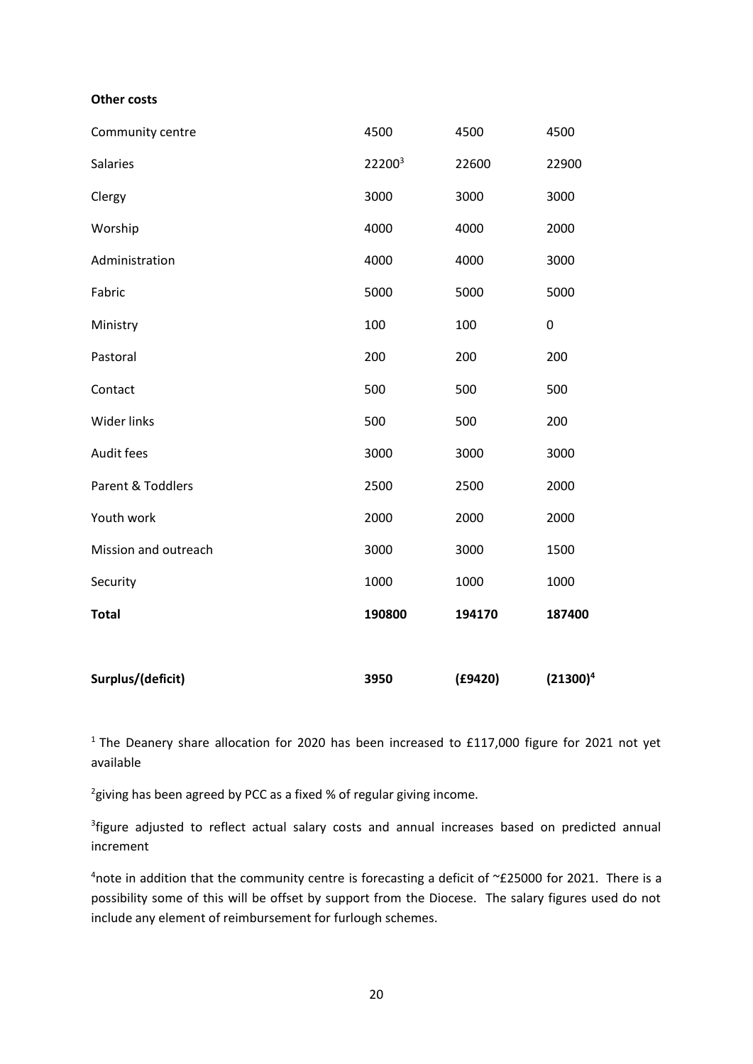**Other costs**

| | | | |
|---|---|---|---|
| Community centre | 4500 | 4500 | 4500 |
| Salaries | 22200[3] | 22600 | 22900 |
| Clergy | 3000 | 3000 | 3000 |
| Worship | 4000 | 4000 | 2000 |
| Administration | 4000 | 4000 | 3000 |
| Fabric | 5000 | 5000 | 5000 |
| Ministry | 100 | 100 | 0 |
| Pastoral | 200 | 200 | 200 |
| Contact | 500 | 500 | 500 |
| Wider links | 500 | 500 | 200 |
| Audit fees | 3000 | 3000 | 3000 |
| Parent & Toddlers | 2500 | 2500 | 2000 |
| Youth work | 2000 | 2000 | 2000 |
| Mission and outreach | 3000 | 3000 | 1500 |
| Security | 1000 | 1000 | 1000 |
| **Total** | **190800** | **194170** | **187400** |
| | | | |
| **Surplus/(deficit)** | **3950** | **(£9420)** | **(21300)[4]** |

[1] The Deanery share allocation for 2020 has been increased to £117,000 figure for 2021 not yet available

[2]giving has been agreed by PCC as a fixed % of regular giving income.

[3]figure adjusted to reflect actual salary costs and annual increases based on predicted annual increment

[4]note in addition that the community centre is forecasting a deficit of ~£25000 for 2021. There is a possibility some of this will be offset by support from the Diocese. The salary figures used do not include any element of reimbursement for furlough schemes.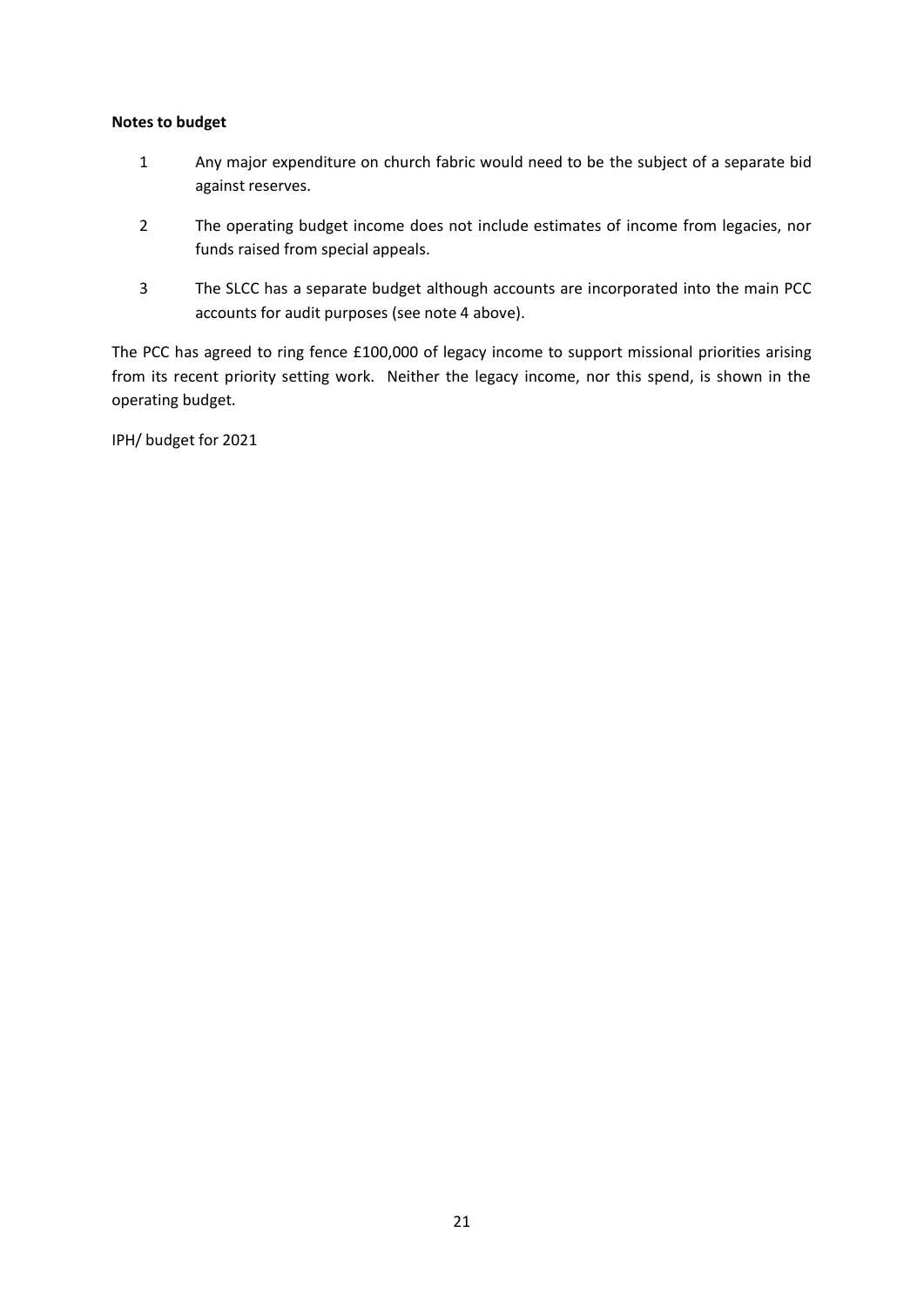**Notes to budget**

1. Any major expenditure on church fabric would need to be the subject of a separate bid against reserves.

2. The operating budget income does not include estimates of income from legacies, nor funds raised from special appeals.

3. The SLCC has a separate budget although accounts are incorporated into the main PCC accounts for audit purposes (see note 4 above).

The PCC has agreed to ring fence £100,000 of legacy income to support missional priorities arising from its recent priority setting work. Neither the legacy income, nor this spend, is shown in the operating budget.

IPH/ budget for 2021